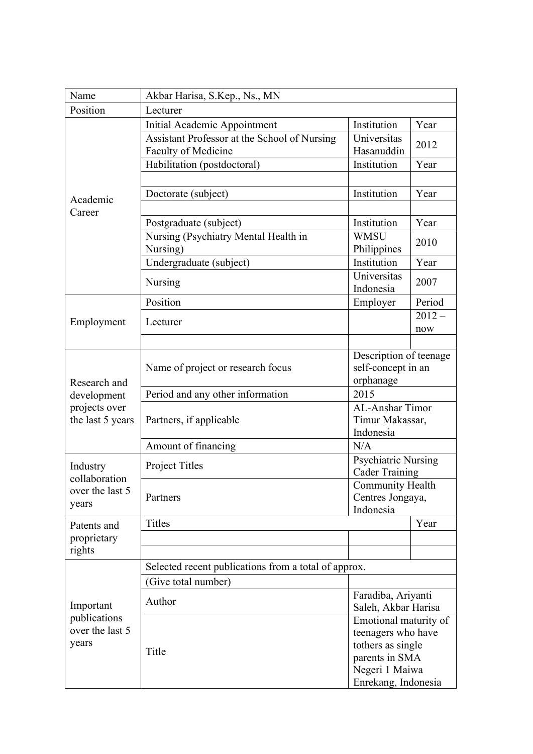| Name | Akbar Harisa, S.Kep., Ns., MN | | |
|---|---|---|---|
| Position | Lecturer | | |
| Academic Career | Initial Academic Appointment | Institution | Year |
| | Assistant Professor at the School of Nursing Faculty of Medicine | Universitas Hasanuddin | 2012 |
| | Habilitation (postdoctoral) | Institution | Year |
| | | | |
| | Doctorate (subject) | Institution | Year |
| | | | |
| | Postgraduate (subject) | Institution | Year |
| | Nursing (Psychiatry Mental Health in Nursing) | WMSU Philippines | 2010 |
| | Undergraduate (subject) | Institution | Year |
| | Nursing | Universitas Indonesia | 2007 |
| Employment | Position | Employer | Period |
| | Lecturer | | 2012 – now |
| | | | |
| Research and development projects over the last 5 years | Name of project or research focus | Description of teenage self-concept in an orphanage | |
| | Period and any other information | 2015 | |
| | Partners, if applicable | AL-Anshar Timor Timur Makassar, Indonesia | |
| | Amount of financing | N/A | |
| Industry collaboration over the last 5 years | Project Titles | Psychiatric Nursing Cader Training | |
| | Partners | Community Health Centres Jongaya, Indonesia | |
| Patents and proprietary rights | Titles | | Year |
| | | | |
| | | | |
| Important publications over the last 5 years | Selected recent publications from a total of approx. | | |
| | (Give total number) | | |
| | Author | Faradiba, Ariyanti Saleh, Akbar Harisa | |
| | Title | Emotional maturity of teenagers who have tothers as single parents in SMA Negeri 1 Maiwa Enrekang, Indonesia | |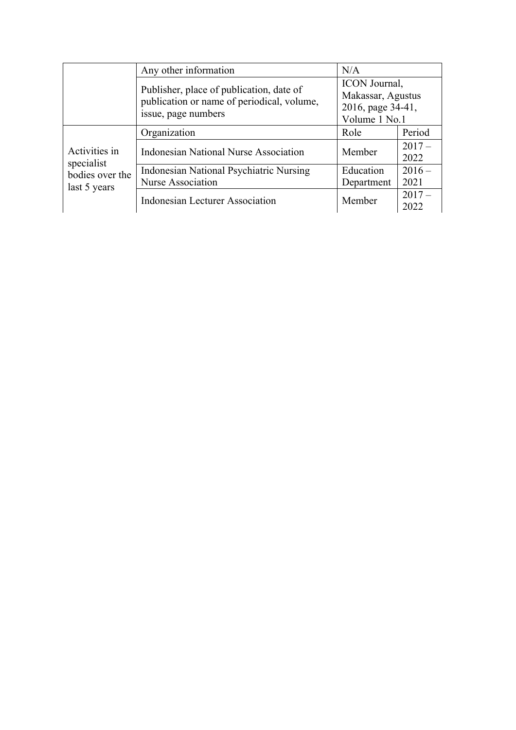| | | | |
|---|---|---|---|
| | Any other information | N/A | |
| | Publisher, place of publication, date of publication or name of periodical, volume, issue, page numbers | ICON Journal, Makassar, Agustus 2016, page 34-41, Volume 1 No.1 | |
| Activities in specialist bodies over the last 5 years | Organization | Role | Period |
| | Indonesian National Nurse Association | Member | 2017 – 2022 |
| | Indonesian National Psychiatric Nursing Nurse Association | Education Department | 2016 – 2021 |
| | Indonesian Lecturer Association | Member | 2017 – 2022 |